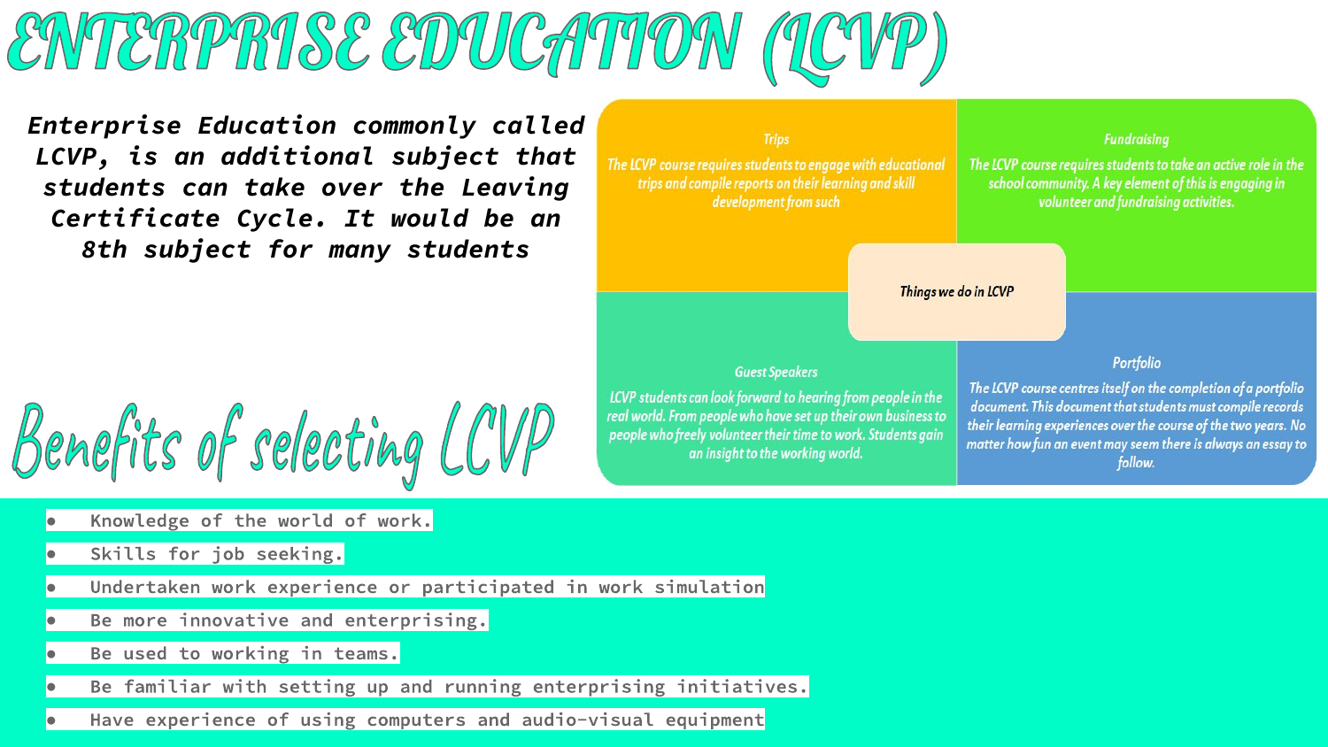# ENTERPRISE EDUCATION (LCVP)

***Enterprise Education commonly called LCVP, is an additional subject that students can take over the Leaving Certificate Cycle. It would be an 8th subject for many students***

**Things we do in LCVP**

**Trips**

*The LCVP course requires students to engage with educational trips and compile reports on their learning and skill development from such*

**Fundraising**

*The LCVP course requires students to take an active role in the school community. A key element of this is engaging in volunteer and fundraising activities.*

**Guest Speakers**

*LCVP students can look forward to hearing from people in the real world. From people who have set up their own business to people who freely volunteer their time to work. Students gain an insight to the working world.*

**Portfolio**

*The LCVP course centres itself on the completion of a portfolio document. This document that students must compile records their learning experiences over the course of the two years. No matter how fun an event may seem there is always an essay to follow.*

## Benefits of selecting LCVP

- Knowledge of the world of work.
- Skills for job seeking.
- Undertaken work experience or participated in work simulation
- Be more innovative and enterprising.
- Be used to working in teams.
- Be familiar with setting up and running enterprising initiatives.
- Have experience of using computers and audio-visual equipment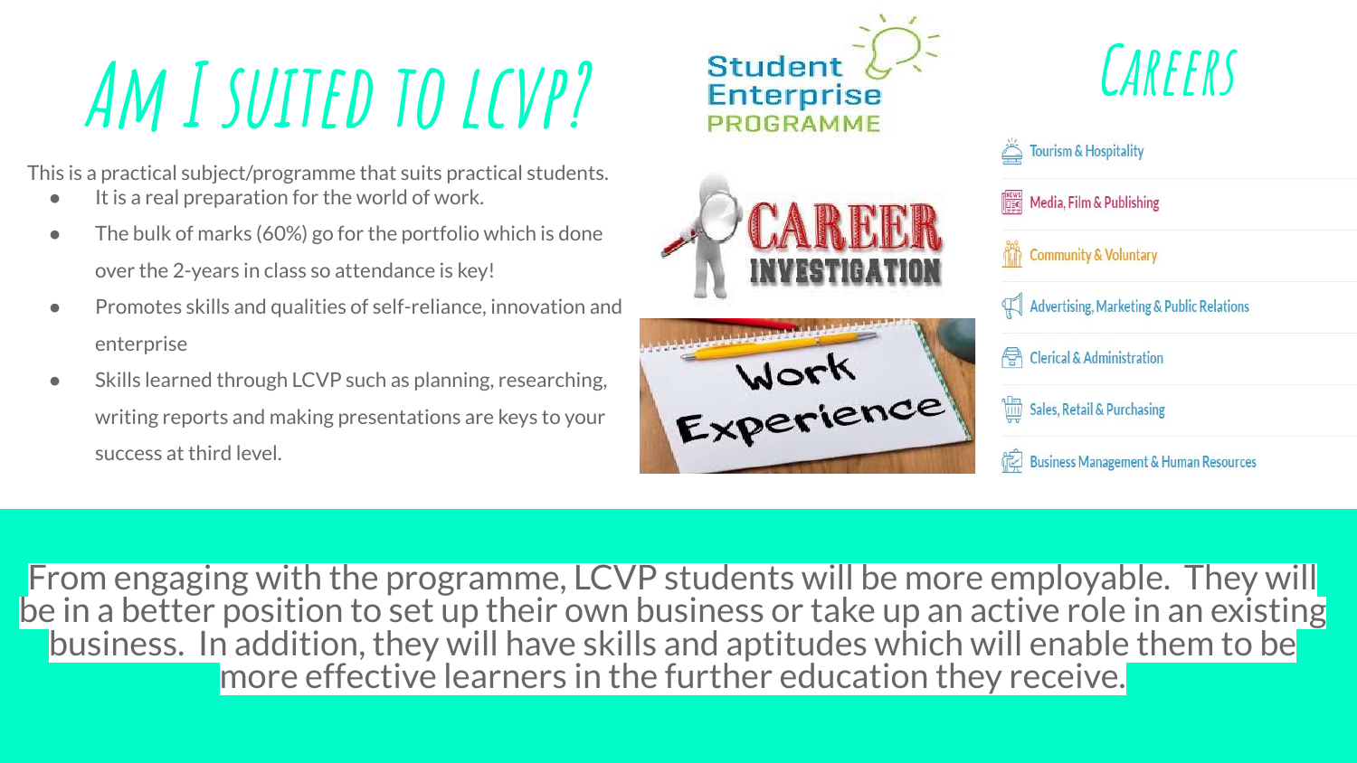# Am I suited to LCVP?

This is a practical subject/programme that suits practical students.

- It is a real preparation for the world of work.
- The bulk of marks (60%) go for the portfolio which is done over the 2-years in class so attendance is key!
- Promotes skills and qualities of self-reliance, innovation and enterprise
- Skills learned through LCVP such as planning, researching, writing reports and making presentations are keys to your success at third level.

Student Enterprise PROGRAMME

CAREER INVESTIGATION

Work Experience

# Careers

- Tourism & Hospitality
- Media, Film & Publishing
- Community & Voluntary
- Advertising, Marketing & Public Relations
- Clerical & Administration
- Sales, Retail & Purchasing
- Business Management & Human Resources

From engaging with the programme, LCVP students will be more employable. They will be in a better position to set up their own business or take up an active role in an existing business. In addition, they will have skills and aptitudes which will enable them to be more effective learners in the further education they receive.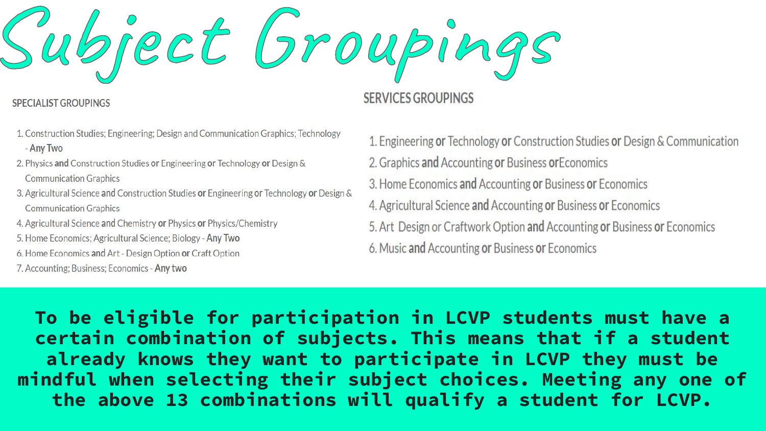# Subject Groupings

## SPECIALIST GROUPINGS

1. Construction Studies; Engineering; Design and Communication Graphics; Technology - **Any Two**
2. Physics **and** Construction Studies **or** Engineering **or** Technology **or** Design & Communication Graphics
3. Agricultural Science **and** Construction Studies **or** Engineering **or** Technology **or** Design & Communication Graphics
4. Agricultural Science **and** Chemistry **or** Physics **or** Physics/Chemistry
5. Home Economics; Agricultural Science; Biology - **Any Two**
6. Home Economics **and** Art - Design Option **or** Craft Option
7. Accounting; Business; Economics - **Any two**

## SERVICES GROUPINGS

1. Engineering **or** Technology **or** Construction Studies **or** Design & Communication
2. Graphics **and** Accounting **or** Business **or**Economics
3. Home Economics **and** Accounting **or** Business **or** Economics
4. Agricultural Science **and** Accounting **or** Business **or** Economics
5. Art Design or Craftwork Option **and** Accounting **or** Business **or** Economics
6. Music **and** Accounting **or** Business **or** Economics

**To be eligible for participation in LCVP students must have a certain combination of subjects. This means that if a student already knows they want to participate in LCVP they must be mindful when selecting their subject choices. Meeting any one of the above 13 combinations will qualify a student for LCVP.**